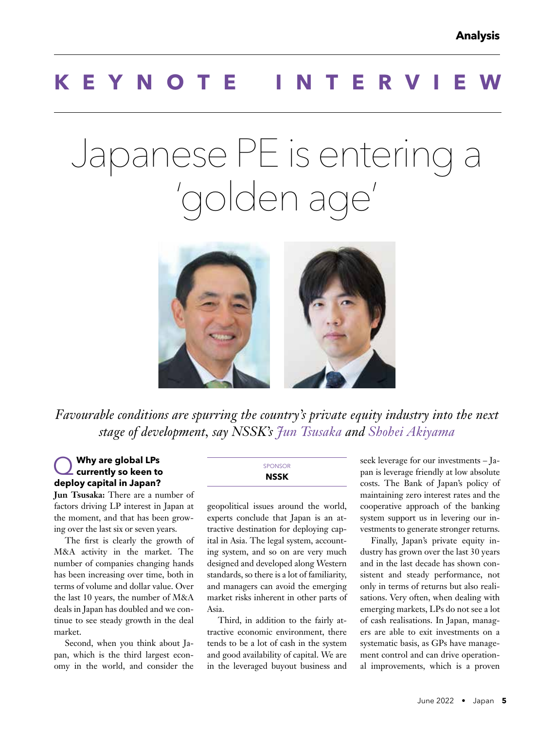# KEYNOTE INTERVIEW

# Japanese PE is entering a 'golden age'

*Favourable conditions are spurring the country's private equity industry into the next stage of development, say NSSK's Jun Tsusaka and Shohei Akiyama*

SPONSOR
**NSSK**

### Q Why are global LPs currently so keen to deploy capital in Japan?

**Jun Tsusaka:** There are a number of factors driving LP interest in Japan at the moment, and that has been growing over the last six or seven years.

The first is clearly the growth of M&A activity in the market. The number of companies changing hands has been increasing over time, both in terms of volume and dollar value. Over the last 10 years, the number of M&A deals in Japan has doubled and we continue to see steady growth in the deal market.

Second, when you think about Japan, which is the third largest economy in the world, and consider the geopolitical issues around the world, experts conclude that Japan is an attractive destination for deploying capital in Asia. The legal system, accounting system, and so on are very much designed and developed along Western standards, so there is a lot of familiarity, and managers can avoid the emerging market risks inherent in other parts of Asia.

Third, in addition to the fairly attractive economic environment, there tends to be a lot of cash in the system and good availability of capital. We are in the leveraged buyout business and seek leverage for our investments – Japan is leverage friendly at low absolute costs. The Bank of Japan's policy of maintaining zero interest rates and the cooperative approach of the banking system support us in levering our investments to generate stronger returns.

Finally, Japan's private equity industry has grown over the last 30 years and in the last decade has shown consistent and steady performance, not only in terms of returns but also realisations. Very often, when dealing with emerging markets, LPs do not see a lot of cash realisations. In Japan, managers are able to exit investments on a systematic basis, as GPs have management control and can drive operational improvements, which is a proven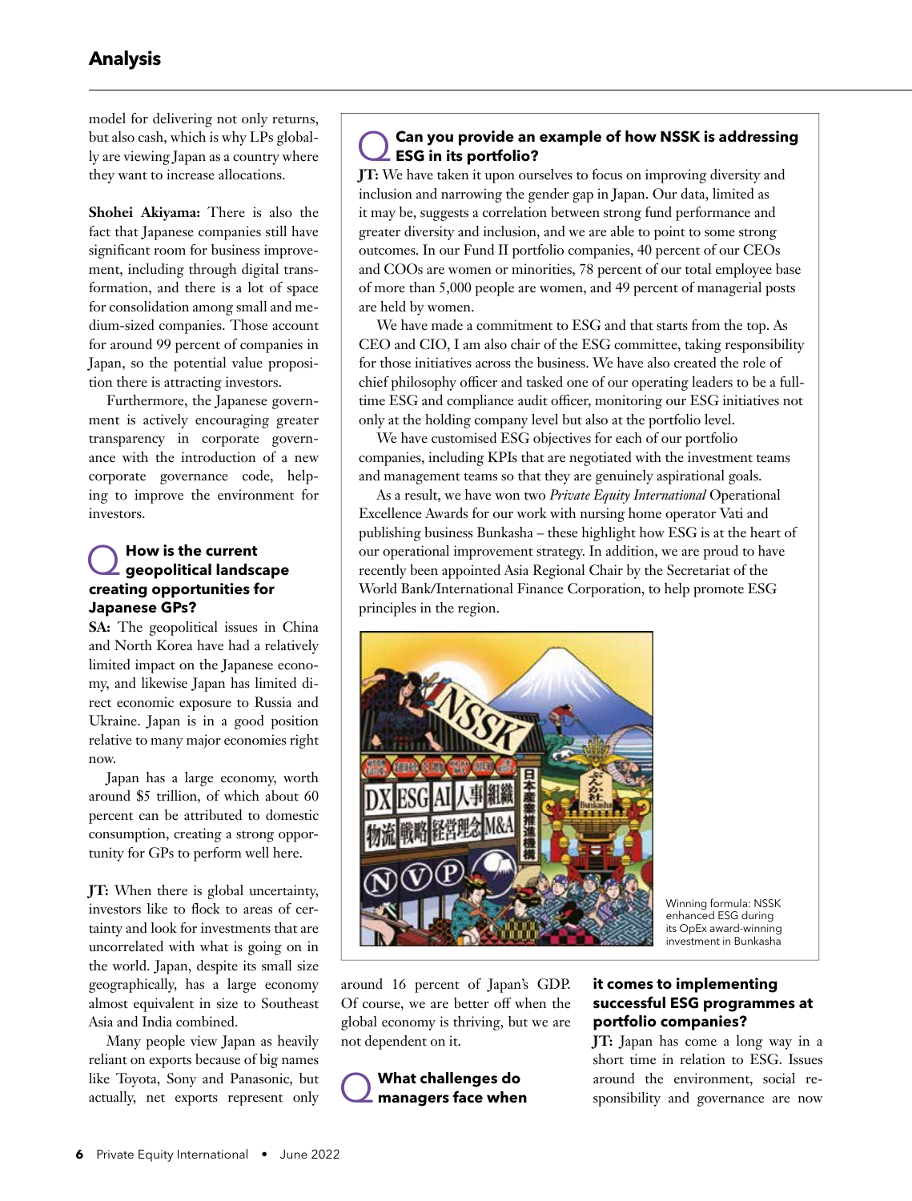model for delivering not only returns, but also cash, which is why LPs globally are viewing Japan as a country where they want to increase allocations.

**Shohei Akiyama:** There is also the fact that Japanese companies still have significant room for business improvement, including through digital transformation, and there is a lot of space for consolidation among small and medium-sized companies. Those account for around 99 percent of companies in Japan, so the potential value proposition there is attracting investors.

Furthermore, the Japanese government is actively encouraging greater transparency in corporate governance with the introduction of a new corporate governance code, helping to improve the environment for investors.

### How is the current geopolitical landscape creating opportunities for Japanese GPs?

**SA:** The geopolitical issues in China and North Korea have had a relatively limited impact on the Japanese economy, and likewise Japan has limited direct economic exposure to Russia and Ukraine. Japan is in a good position relative to many major economies right now.

Japan has a large economy, worth around $5 trillion, of which about 60 percent can be attributed to domestic consumption, creating a strong opportunity for GPs to perform well here.

**JT:** When there is global uncertainty, investors like to flock to areas of certainty and look for investments that are uncorrelated with what is going on in the world. Japan, despite its small size geographically, has a large economy almost equivalent in size to Southeast Asia and India combined.

Many people view Japan as heavily reliant on exports because of big names like Toyota, Sony and Panasonic, but actually, net exports represent only around 16 percent of Japan's GDP. Of course, we are better off when the global economy is thriving, but we are not dependent on it.

### What challenges do managers face when it comes to implementing successful ESG programmes at portfolio companies?

**JT:** Japan has come a long way in a short time in relation to ESG. Issues around the environment, social responsibility and governance are now

### Can you provide an example of how NSSK is addressing ESG in its portfolio?

**JT:** We have taken it upon ourselves to focus on improving diversity and inclusion and narrowing the gender gap in Japan. Our data, limited as it may be, suggests a correlation between strong fund performance and greater diversity and inclusion, and we are able to point to some strong outcomes. In our Fund II portfolio companies, 40 percent of our CEOs and COOs are women or minorities, 78 percent of our total employee base of more than 5,000 people are women, and 49 percent of managerial posts are held by women.

We have made a commitment to ESG and that starts from the top. As CEO and CIO, I am also chair of the ESG committee, taking responsibility for those initiatives across the business. We have also created the role of chief philosophy officer and tasked one of our operating leaders to be a full-time ESG and compliance audit officer, monitoring our ESG initiatives not only at the holding company level but also at the portfolio level.

We have customised ESG objectives for each of our portfolio companies, including KPIs that are negotiated with the investment teams and management teams so that they are genuinely aspirational goals.

As a result, we have won two *Private Equity International* Operational Excellence Awards for our work with nursing home operator Vati and publishing business Bunkasha – these highlight how ESG is at the heart of our operational improvement strategy. In addition, we are proud to have recently been appointed Asia Regional Chair by the Secretariat of the World Bank/International Finance Corporation, to help promote ESG principles in the region.

Winning formula: NSSK enhanced ESG during its OpEx award-winning investment in Bunkasha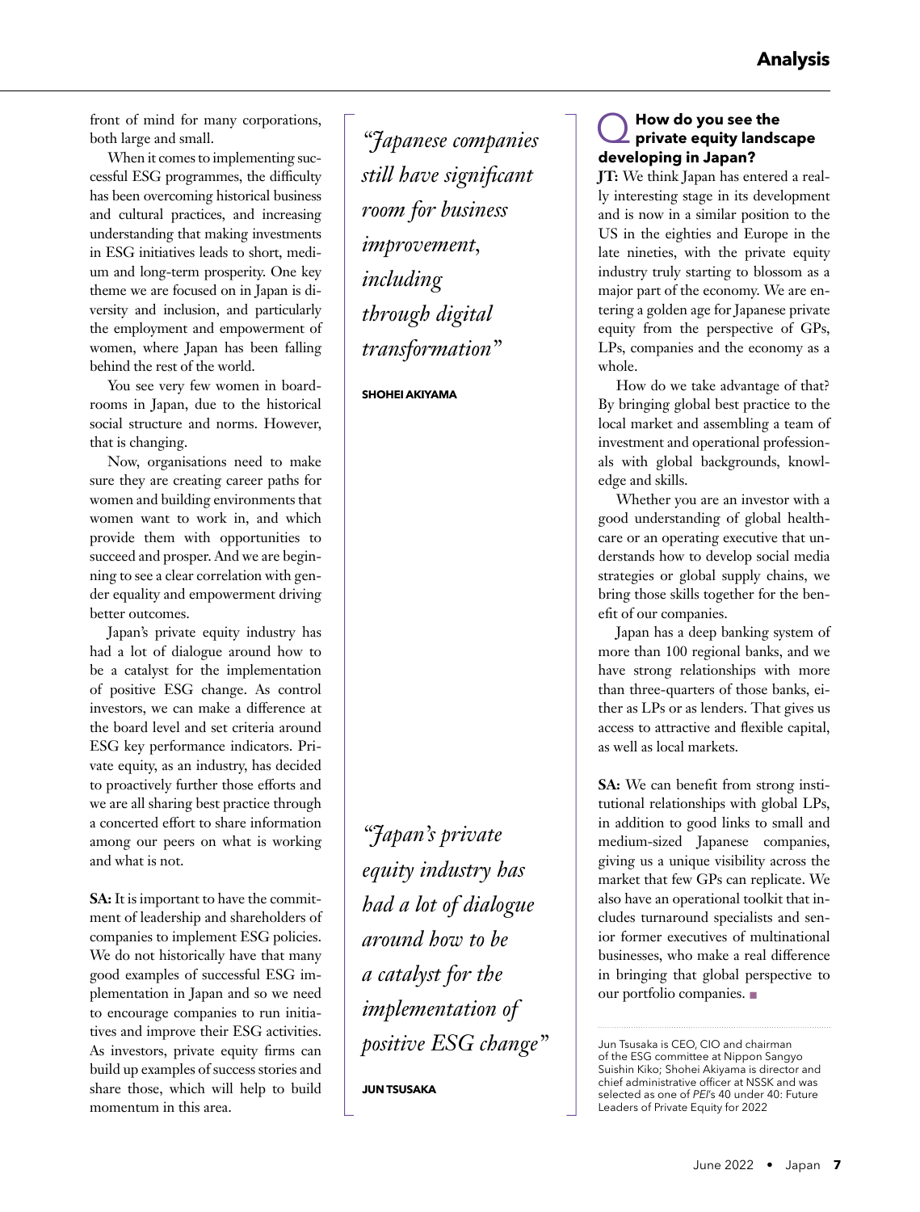front of mind for many corporations, both large and small.

When it comes to implementing successful ESG programmes, the difficulty has been overcoming historical business and cultural practices, and increasing understanding that making investments in ESG initiatives leads to short, medium and long-term prosperity. One key theme we are focused on in Japan is diversity and inclusion, and particularly the employment and empowerment of women, where Japan has been falling behind the rest of the world.

You see very few women in boardrooms in Japan, due to the historical social structure and norms. However, that is changing.

Now, organisations need to make sure they are creating career paths for women and building environments that women want to work in, and which provide them with opportunities to succeed and prosper. And we are beginning to see a clear correlation with gender equality and empowerment driving better outcomes.

Japan's private equity industry has had a lot of dialogue around how to be a catalyst for the implementation of positive ESG change. As control investors, we can make a difference at the board level and set criteria around ESG key performance indicators. Private equity, as an industry, has decided to proactively further those efforts and we are all sharing best practice through a concerted effort to share information among our peers on what is working and what is not.

**SA:** It is important to have the commitment of leadership and shareholders of companies to implement ESG policies. We do not historically have that many good examples of successful ESG implementation in Japan and so we need to encourage companies to run initiatives and improve their ESG activities. As investors, private equity firms can build up examples of success stories and share those, which will help to build momentum in this area.

> *"Japanese companies still have significant room for business improvement, including through digital transformation"*
>
> **SHOHEI AKIYAMA**

> *"Japan's private equity industry has had a lot of dialogue around how to be a catalyst for the implementation of positive ESG change"*
>
> **JUN TSUSAKA**

### Q How do you see the private equity landscape developing in Japan?

**JT:** We think Japan has entered a really interesting stage in its development and is now in a similar position to the US in the eighties and Europe in the late nineties, with the private equity industry truly starting to blossom as a major part of the economy. We are entering a golden age for Japanese private equity from the perspective of GPs, LPs, companies and the economy as a whole.

How do we take advantage of that? By bringing global best practice to the local market and assembling a team of investment and operational professionals with global backgrounds, knowledge and skills.

Whether you are an investor with a good understanding of global healthcare or an operating executive that understands how to develop social media strategies or global supply chains, we bring those skills together for the benefit of our companies.

Japan has a deep banking system of more than 100 regional banks, and we have strong relationships with more than three-quarters of those banks, either as LPs or as lenders. That gives us access to attractive and flexible capital, as well as local markets.

**SA:** We can benefit from strong institutional relationships with global LPs, in addition to good links to small and medium-sized Japanese companies, giving us a unique visibility across the market that few GPs can replicate. We also have an operational toolkit that includes turnaround specialists and senior former executives of multinational businesses, who make a real difference in bringing that global perspective to our portfolio companies. ■

---

Jun Tsusaka is CEO, CIO and chairman of the ESG committee at Nippon Sangyo Suishin Kiko; Shohei Akiyama is director and chief administrative officer at NSSK and was selected as one of *PEI*'s 40 under 40: Future Leaders of Private Equity for 2022